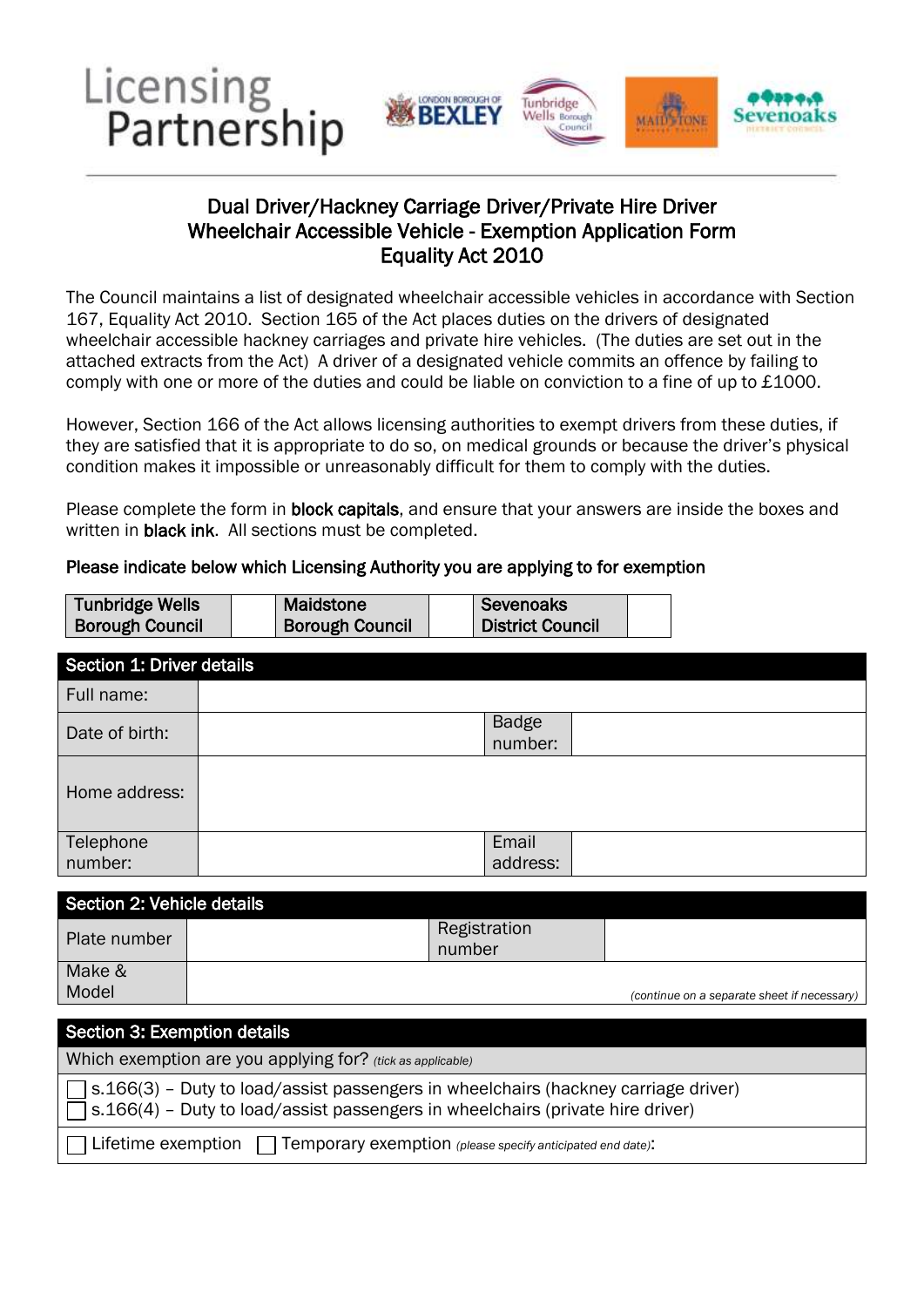Licensing Partnership

LONDON BOROUGH OF BEXLEY | Tunbridge Wells Borough Council | MAIDSTONE | Sevenoaks District Council

## Dual Driver/Hackney Carriage Driver/Private Hire Driver Wheelchair Accessible Vehicle - Exemption Application Form Equality Act 2010

The Council maintains a list of designated wheelchair accessible vehicles in accordance with Section 167, Equality Act 2010. Section 165 of the Act places duties on the drivers of designated wheelchair accessible hackney carriages and private hire vehicles. (The duties are set out in the attached extracts from the Act) A driver of a designated vehicle commits an offence by failing to comply with one or more of the duties and could be liable on conviction to a fine of up to £1000.

However, Section 166 of the Act allows licensing authorities to exempt drivers from these duties, if they are satisfied that it is appropriate to do so, on medical grounds or because the driver's physical condition makes it impossible or unreasonably difficult for them to comply with the duties.

Please complete the form in **block capitals**, and ensure that your answers are inside the boxes and written in **black ink**. All sections must be completed.

**Please indicate below which Licensing Authority you are applying to for exemption**

| **Tunbridge Wells Borough Council** | | **Maidstone Borough Council** | | **Sevenoaks District Council** | |
|---|---|---|---|---|---|

| **Section 1: Driver details** | | | |
|---|---|---|---|
| Full name: | | | |
| Date of birth: | | Badge number: | |
| Home address: | | | |
| Telephone number: | | Email address: | |

| **Section 2: Vehicle details** | | | |
|---|---|---|---|
| Plate number | | Registration number | |
| Make & Model | *(continue on a separate sheet if necessary)* | | |

| **Section 3: Exemption details** |
|---|
| Which exemption are you applying for? *(tick as applicable)* |
| ☐ s.166(3) – Duty to load/assist passengers in wheelchairs (hackney carriage driver)<br>☐ s.166(4) – Duty to load/assist passengers in wheelchairs (private hire driver) |
| ☐ Lifetime exemption ☐ Temporary exemption *(please specify anticipated end date)*: |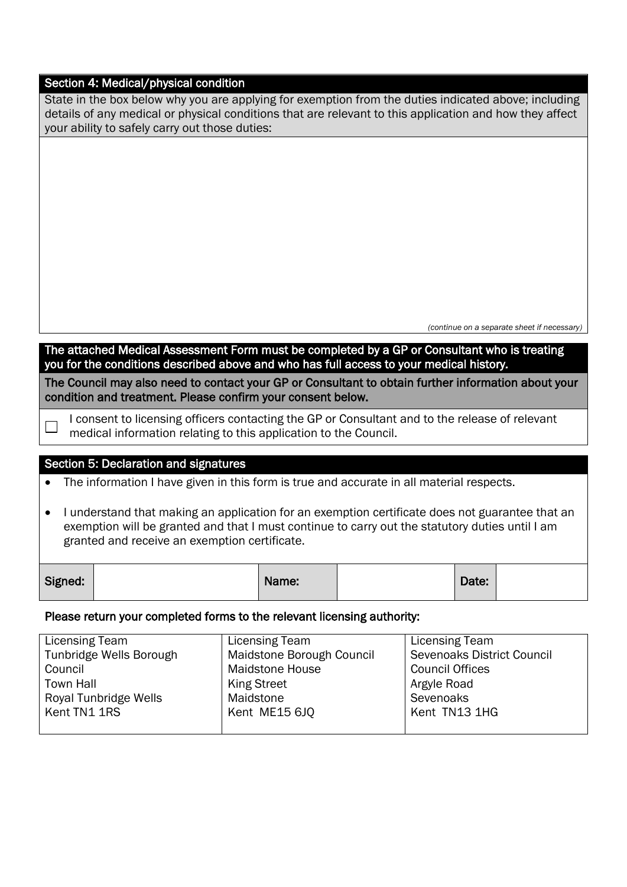## Section 4: Medical/physical condition

State in the box below why you are applying for exemption from the duties indicated above; including details of any medical or physical conditions that are relevant to this application and how they affect your ability to safely carry out those duties:

*(continue on a separate sheet if necessary)*

**The attached Medical Assessment Form must be completed by a GP or Consultant who is treating you for the conditions described above and who has full access to your medical history.**

**The Council may also need to contact your GP or Consultant to obtain further information about your condition and treatment. Please confirm your consent below.**

☐ I consent to licensing officers contacting the GP or Consultant and to the release of relevant medical information relating to this application to the Council.

## Section 5: Declaration and signatures

- The information I have given in this form is true and accurate in all material respects.
- I understand that making an application for an exemption certificate does not guarantee that an exemption will be granted and that I must continue to carry out the statutory duties until I am granted and receive an exemption certificate.

| Signed: | | Name: | | Date: | |
|---|---|---|---|---|---|

**Please return your completed forms to the relevant licensing authority:**

| Licensing Team<br>Tunbridge Wells Borough Council<br>Town Hall<br>Royal Tunbridge Wells<br>Kent TN1 1RS | Licensing Team<br>Maidstone Borough Council<br>Maidstone House<br>King Street<br>Maidstone<br>Kent ME15 6JQ | Licensing Team<br>Sevenoaks District Council<br>Council Offices<br>Argyle Road<br>Sevenoaks<br>Kent TN13 1HG |
|---|---|---|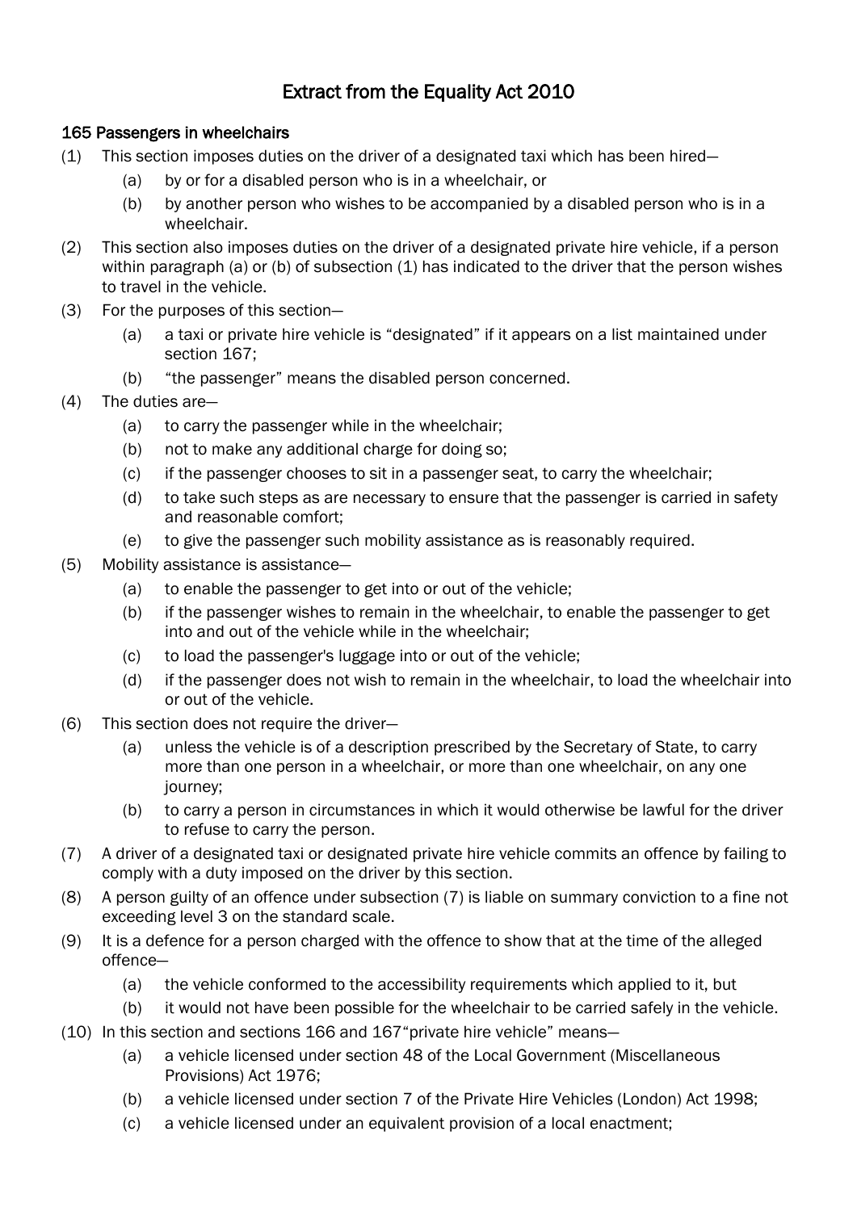# Extract from the Equality Act 2010

## 165 Passengers in wheelchairs

(1) This section imposes duties on the driver of a designated taxi which has been hired—

- (a) by or for a disabled person who is in a wheelchair, or
- (b) by another person who wishes to be accompanied by a disabled person who is in a wheelchair.

(2) This section also imposes duties on the driver of a designated private hire vehicle, if a person within paragraph (a) or (b) of subsection (1) has indicated to the driver that the person wishes to travel in the vehicle.

(3) For the purposes of this section—

- (a) a taxi or private hire vehicle is "designated" if it appears on a list maintained under section 167;
- (b) "the passenger" means the disabled person concerned.

(4) The duties are—

- (a) to carry the passenger while in the wheelchair;
- (b) not to make any additional charge for doing so;
- (c) if the passenger chooses to sit in a passenger seat, to carry the wheelchair;
- (d) to take such steps as are necessary to ensure that the passenger is carried in safety and reasonable comfort;
- (e) to give the passenger such mobility assistance as is reasonably required.

(5) Mobility assistance is assistance—

- (a) to enable the passenger to get into or out of the vehicle;
- (b) if the passenger wishes to remain in the wheelchair, to enable the passenger to get into and out of the vehicle while in the wheelchair;
- (c) to load the passenger's luggage into or out of the vehicle;
- (d) if the passenger does not wish to remain in the wheelchair, to load the wheelchair into or out of the vehicle.

(6) This section does not require the driver—

- (a) unless the vehicle is of a description prescribed by the Secretary of State, to carry more than one person in a wheelchair, or more than one wheelchair, on any one journey;
- (b) to carry a person in circumstances in which it would otherwise be lawful for the driver to refuse to carry the person.

(7) A driver of a designated taxi or designated private hire vehicle commits an offence by failing to comply with a duty imposed on the driver by this section.

(8) A person guilty of an offence under subsection (7) is liable on summary conviction to a fine not exceeding level 3 on the standard scale.

(9) It is a defence for a person charged with the offence to show that at the time of the alleged offence—

- (a) the vehicle conformed to the accessibility requirements which applied to it, but
- (b) it would not have been possible for the wheelchair to be carried safely in the vehicle.

(10) In this section and sections 166 and 167"private hire vehicle" means—

- (a) a vehicle licensed under section 48 of the Local Government (Miscellaneous Provisions) Act 1976;
- (b) a vehicle licensed under section 7 of the Private Hire Vehicles (London) Act 1998;
- (c) a vehicle licensed under an equivalent provision of a local enactment;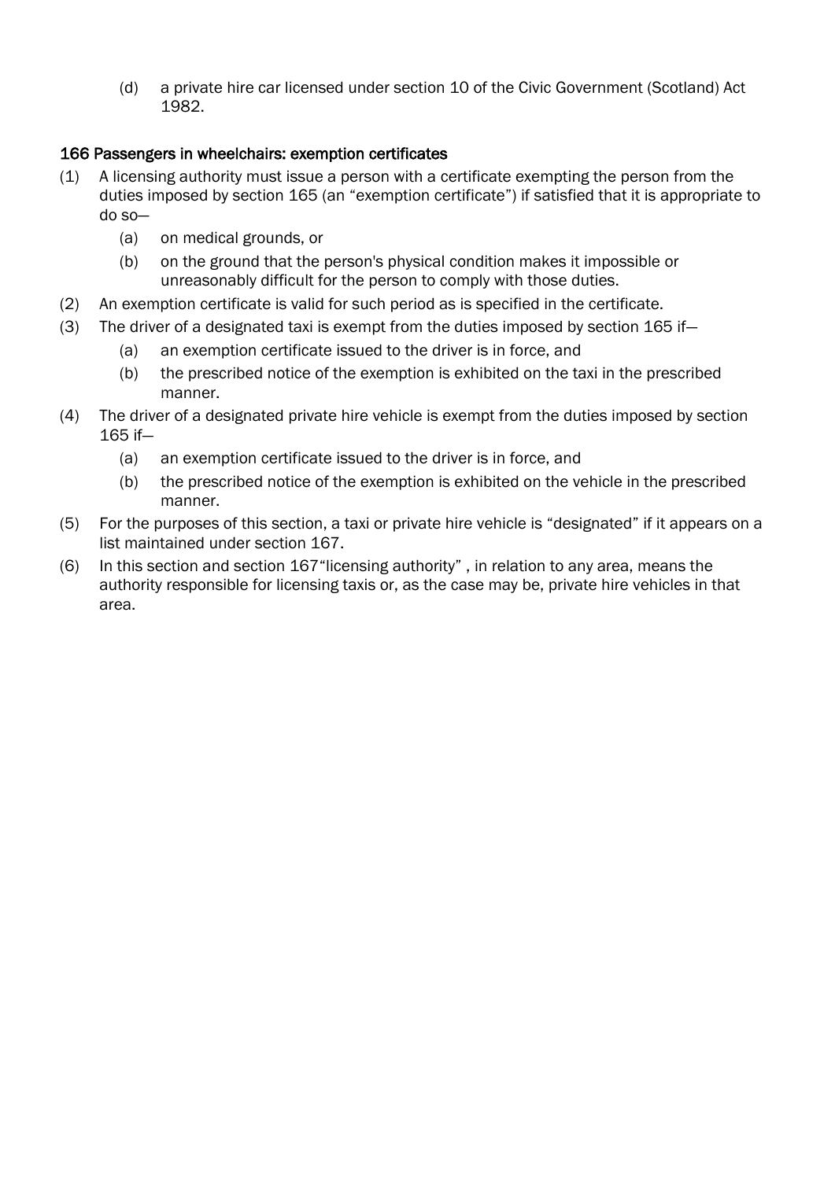(d) a private hire car licensed under section 10 of the Civic Government (Scotland) Act 1982.

### 166 Passengers in wheelchairs: exemption certificates

(1) A licensing authority must issue a person with a certificate exempting the person from the duties imposed by section 165 (an "exemption certificate") if satisfied that it is appropriate to do so—

- (a) on medical grounds, or
- (b) on the ground that the person's physical condition makes it impossible or unreasonably difficult for the person to comply with those duties.

(2) An exemption certificate is valid for such period as is specified in the certificate.

(3) The driver of a designated taxi is exempt from the duties imposed by section 165 if—

- (a) an exemption certificate issued to the driver is in force, and
- (b) the prescribed notice of the exemption is exhibited on the taxi in the prescribed manner.

(4) The driver of a designated private hire vehicle is exempt from the duties imposed by section 165 if—

- (a) an exemption certificate issued to the driver is in force, and
- (b) the prescribed notice of the exemption is exhibited on the vehicle in the prescribed manner.

(5) For the purposes of this section, a taxi or private hire vehicle is "designated" if it appears on a list maintained under section 167.

(6) In this section and section 167"licensing authority" , in relation to any area, means the authority responsible for licensing taxis or, as the case may be, private hire vehicles in that area.